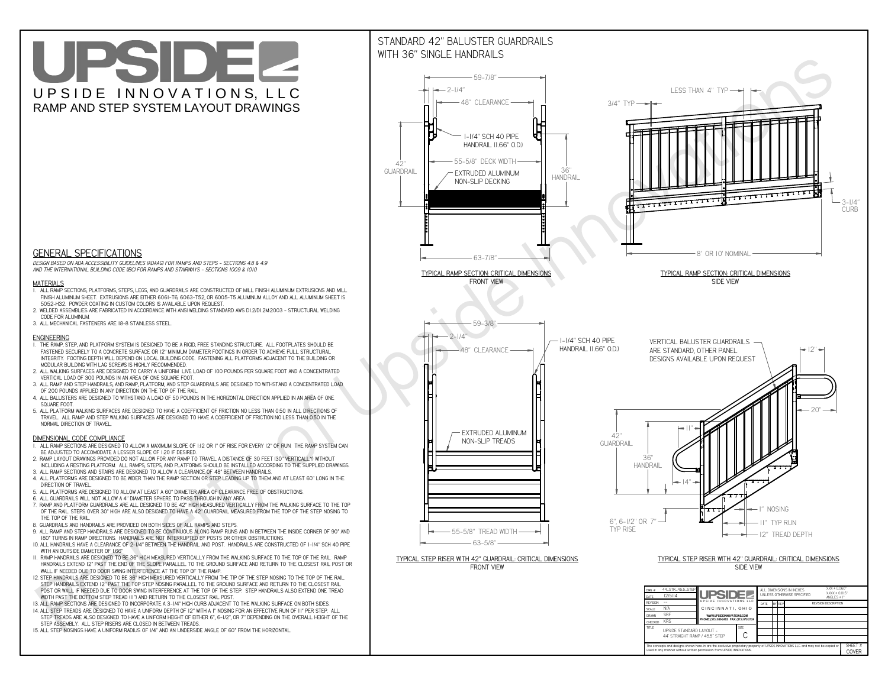# UPSIDE

UPSIDE INNOVATIONS, LLC

RAMP AND STEP SYSTEM LAYOUT DRAWINGS

## GENERAL SPECIFICATIONS

*DESIGN BASED ON ADA ACCESSIBILITY GUIDELINES (ADAAG) FOR RAMPS AND STEPS - SECTIONS 4.8 & 4.9 AND THE INTERNATIONAL BUILDING CODE (IBC) FOR RAMPS AND STAIRWAYS - SECTIONS 1009 & 1010*

### MATERIALS

1. ALL RAMP SECTIONS, PLATFORMS, STEPS, LEGS, AND GUARDRAILS ARE CONSTRUCTED OF MILL FINISH ALUMINUM EXTRUSIONS AND MILL FINISH ALUMINUM SHEET. EXTRUSIONS ARE EITHER 6061-T6, 6063-T52, OR 6005-T5 ALUMINUM ALLOY AND ALL ALUMINUM SHEET IS 5052-H32. POWDER COATING IN CUSTOM COLORS IS AVAILABLE UPON REQUEST.
2. WELDED ASSEMBLIES ARE FABRICATED IN ACCORDANCE WITH ANSI WELDING STANDARD AWS D1.2/D1.2M:2003 - STRUCTURAL WELDING CODE FOR ALUMINUM.
3. ALL MECHANICAL FASTENERS ARE 18-8 STAINLESS STEEL.

### ENGINEERING

1. THE RAMP, STEP, AND PLATFORM SYSTEM IS DESIGNED TO BE A RIGID, FREE STANDING STRUCTURE. ALL FOOTPLATES SHOULD BE FASTENED SECURELY TO A CONCRETE SURFACE OR 12" MINIMUM DIAMETER CONCRETE FOOTINGS IN ORDER TO ACHIEVE FULL STRUCTURAL INTEGRITY. FOOTING DEPTH WILL DEPEND ON LOCAL BUILDING CODE. FASTENING ALL PLATFORMS ADJACENT TO THE BUILDING OR MODULAR BUILDING WITH LAG SCREWS IS HIGHLY RECOMMENDED.
2. ALL WALKING SURFACES ARE DESIGNED TO CARRY A UNIFORM LIVE LOAD OF 100 POUNDS PER SQUARE FOOT AND A CONCENTRATED VERTICAL LOAD OF 300 POUNDS IN AN AREA OF ONE SQUARE FOOT.
3. ALL RAMP AND STEP HANDRAILS, AND RAMP, PLATFORM, AND STEP GUARDRAILS ARE DESIGNED TO WITHSTAND A CONCENTRATED LOAD OF 200 POUNDS APPLIED IN ANY DIRECTION ON THE TOP OF THE RAIL.
4. ALL BALUSTERS ARE DESIGNED TO WITHSTAND A LOAD OF 50 POUNDS IN THE HORIZONTAL DIRECTION APPLIED IN AN AREA OF ONE SQUARE FOOT.
5. ALL PLATFORM WALKING SURFACES ARE DESIGNED TO HAVE A COEFFICIENT OF FRICTION NO LESS THAN 0.50 IN ALL DIRECTIONS OF TRAVEL. ALL RAMP AND STEP WALKING SURFACES ARE DESIGNED TO HAVE A COEFFICIENT OF FRICTION NO LESS THAN 0.50 IN THE NORMAL DIRECTION OF TRAVEL.

### DIMENSIONAL CODE COMPLIANCE

1. ALL RAMP SECTIONS ARE DESIGNED TO ALLOW A MAXIMUM SLOPE OF 1:12 OR 1" OF RISE FOR EVERY 12" OF RUN. THE RAMP SYSTEM CAN BE ADJUSTED TO ACCOMODATE A LESSER SLOPE OF 1:20 IF DESIRED.
2. RAMP LAYOUT DRAWINGS PROVIDED DO NOT ALLOW FOR ANY RAMP TO TRAVEL A DISTANCE OF 30 FEET (30" VERTICALLY) WITHOUT INCLUDING A RESTING PLATFORM. ALL RAMPS, STEPS, AND PLATFORMS SHOULD BE INSTALLED ACCORDING TO THE SUPPLIED DRAWINGS.
3. ALL RAMP SECTIONS AND STAIRS ARE DESIGNED TO ALLOW A CLEARANCE OF 48" BETWEEN HANDRAILS.
4. ALL PLATFORMS ARE DESIGNED TO BE WIDER THAN THE RAMP SECTION OR STEP LEADING UP TO THEM AND AT LEAST 60" LONG IN THE DIRECTION OF TRAVEL.
5. ALL PLATFORMS ARE DESIGNED TO ALLOW AT LEAST A 60" DIAMETER AREA OF CLEARANCE FREE OF OBSTRUCTIONS.
6. ALL GUARDRAILS WILL NOT ALLOW A 4" DIAMETER SPHERE TO PASS THROUGH IN ANY AREA.
7. RAMP AND PLATFORM GUARDRAILS ARE ALL DESIGNED TO BE 42" HIGH MEASURED VERTICALLY FROM THE WALKING SURFACE TO THE TOP OF THE RAIL. STEPS OVER 30" HIGH ARE ALSO DESIGNED TO HAVE A 42" GUARDRAIL MEASURED FROM THE TOP OF THE STEP NOSING TO THE TOP OF THE RAIL.
8. GUARDRAILS AND HANDRAILS ARE PROVIDED ON BOTH SIDES OF ALL RAMPS AND STEPS.
9. ALL RAMP AND STEP HANDRAILS ARE DESIGNED TO BE CONTINUOUS ALONG RAMP RUNS AND IN BETWEEN THE INSIDE CORNER OF 90° AND 180° TURNS IN RAMP DIRECTIONS. HANDRAILS ARE NOT INTERRUPTED BY POSTS OR OTHER OBSTRUCTIONS.
10. ALL HANDRAILS HAVE A CLEARANCE OF 2-1/4" BETWEEN THE HANDRAIL AND POST. HANDRAILS ARE CONSTRUCTED OF 1-1/4" SCH 40 PIPE WITH AN OUTSIDE DIAMETER OF 1.66"
11. RAMP HANDRAILS ARE DESIGNED TO BE 36" HIGH MEASURED VERTICALLY FROM THE WALKING SURFACE TO THE TOP OF THE RAIL. RAMP HANDRAILS EXTEND 12" PAST THE END OF THE SLOPE PARALLEL TO THE GROUND SURFACE AND RETURN TO THE CLOSEST RAIL POST OR WALL IF NEEDED DUE TO DOOR SWING INTERFERENCE AT THE TOP OF THE RAMP.
12. STEP HANDRAILS ARE DESIGNED TO BE 36" HIGH MEASURED VERTICALLY FROM THE TIP OF THE STEP NOSING TO THE TOP OF THE RAIL. STEP HANDRAILS EXTEND 12" PAST THE TOP STEP NOSING PARALLEL TO THE GROUND SURFACE AND RETURN TO THE CLOSEST RAIL POST OR WALL IF NEEDED DUE TO DOOR SWING INTERFERENCE AT THE TOP OF THE STEP. STEP HANDRAILS ALSO EXTEND ONE TREAD WIDTH PAST THE BOTTOM STEP TREAD (11") AND RETURN TO THE CLOSEST RAIL POST.
13. ALL RAMP SECTIONS ARE DESIGNED TO INCORPORATE A 3-1/4" HIGH CURB ADJACENT TO THE WALKING SURFACE ON BOTH SIDES.
14. ALL STEP TREADS ARE DESIGNED TO HAVE A UNIFORM DEPTH OF 12" WITH A 1" NOSING FOR AN EFFECTIVE RUN OF 11" PER STEP. ALL STEP TREADS ARE ALSO DESIGNED TO HAVE A UNIFORM HEIGHT OF EITHER 6", 6-1/2", OR 7" DEPENDING ON THE OVERALL HEIGHT OF THE STEP ASSEMBLY. ALL STEP RISERS ARE CLOSED IN BETWEEN TREADS.
15. ALL STEP NOSINGS HAVE A UNIFORM RADIUS OF 1/4" AND AN UNDERSIDE ANGLE OF 60° FROM THE HORIZONTAL.

## STANDARD 42" BALUSTER GUARDRAILS WITH 36" SINGLE HANDRAILS

59-7/8" · 2-1/4" · 48" CLEARANCE · 1-1/4" SCH 40 PIPE HANDRAIL (1.66" O.D.) · 42" GUARDRAIL · 55-5/8" DECK WIDTH · 36" HANDRAIL · EXTRUDED ALUMINUM NON-SLIP DECKING · 63-7/8"

TYPICAL RAMP SECTION: CRITICAL DIMENSIONS
FRONT VIEW

LESS THAN 4" TYP · 3/4" TYP · 3-1/4" CURB · 8' OR 10' NOMINAL

TYPICAL RAMP SECTION: CRITICAL DIMENSIONS
SIDE VIEW

59-3/8" · 2-1/4" · 48" CLEARANCE · 1-1/4" SCH 40 PIPE HANDRAIL (1.66" O.D.) · EXTRUDED ALUMINUM NON-SLIP TREADS · 55-5/8" TREAD WIDTH · 63-5/8"

TYPICAL STEP RISER WITH 42" GUARDRAIL: CRITICAL DIMENSIONS
FRONT VIEW

VERTICAL BALUSTER GUARDRAILS ARE STANDARD, OTHER PANEL DESIGNS AVAILABLE UPON REQUEST · 12" · 20" · 42" GUARDRAIL · 11" · 36" HANDRAIL · 14" · 1" NOSING · 11" TYP RUN · 12" TREAD DEPTH · 6", 6-1/2" OR 7" TYP RISE

TYPICAL STEP RISER WITH 42" GUARDRAIL: CRITICAL DIMENSIONS
SIDE VIEW

| | | | |
|---|---|---|---|
| DWG # | 44_STR_45.5_STEP | ALL DIMENSIONS IN INCHES UNLESS OTHERWISE SPECIFIED | XXX ± 0.060" XXXX ± 0.015" ANGLES ± 1° |
| DATE | 12/5/14 | | |
| REVISION | --- | | |
| SCALE | N/A | UPSIDE INNOVATIONS LLC, CINCINNATI, OHIO | |
| DRAWN | SRF | WWW.UPSIDEINNOVATIONS.COM PHONE: (513) 889-2492 FAX: (513) 672-2124 | |
| CHECKED | KRS | | |
| TITLE | UPSIDE STANDARD LAYOUT - 44' STRAIGHT RAMP / 45.5" STEP | SIZE C | |

DATE | BY | REV | REVISION DESCRIPTION

The concepts and designs shown here-in are the exclusive proprietary property of UPSIDE INNOVATIONS LLC and may not be copied or used in any manner without written permission from UPSIDE INNOVATIONS.

SHEET #: COVER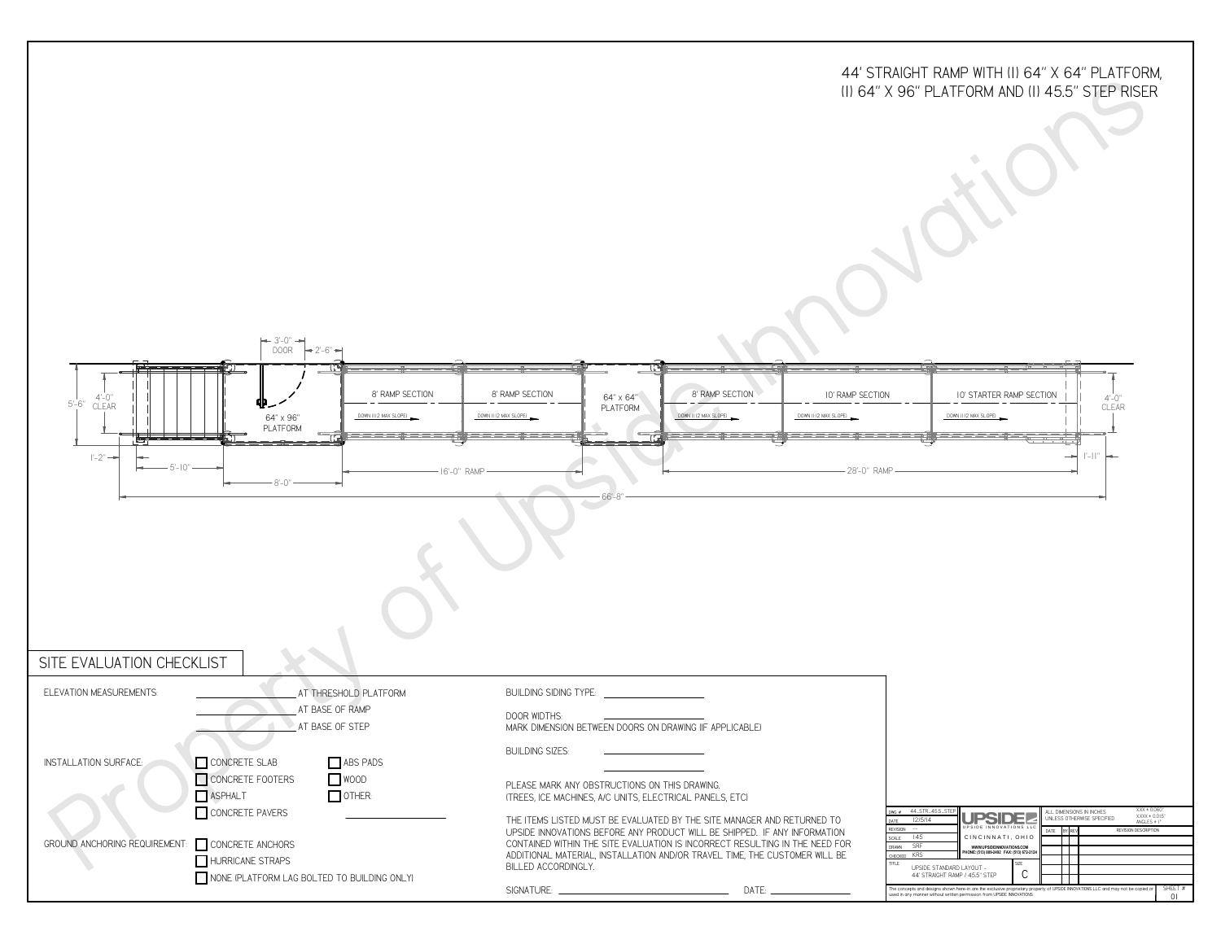# 44' STRAIGHT RAMP WITH (1) 64" X 64" PLATFORM, (1) 64" X 96" PLATFORM AND (1) 45.5" STEP RISER

3'-0" DOOR

2'-6"

5'-6"

4'-0" CLEAR

64" x 96" PLATFORM

8' RAMP SECTION

DOWN (1:12 MAX SLOPE)

8' RAMP SECTION

DOWN (1:12 MAX SLOPE)

64" x 64" PLATFORM

8' RAMP SECTION

DOWN (1:12 MAX SLOPE)

10' RAMP SECTION

DOWN (1:12 MAX SLOPE)

10' STARTER RAMP SECTION

DOWN (1:12 MAX SLOPE)

4'-0" CLEAR

1'-2"

5'-10"

8'-0"

16'-0" RAMP

28'-0" RAMP

1'-11"

66'-8"

## SITE EVALUATION CHECKLIST

ELEVATION MEASUREMENTS: \_\_\_\_\_\_\_\_\_\_ AT THRESHOLD PLATFORM

\_\_\_\_\_\_\_\_\_\_ AT BASE OF RAMP

\_\_\_\_\_\_\_\_\_\_ AT BASE OF STEP

INSTALLATION SURFACE:

- ☐ CONCRETE SLAB
- ☐ CONCRETE FOOTERS
- ☐ ASPHALT
- ☐ CONCRETE PAVERS
- ☐ ABS PADS
- ☐ WOOD
- ☐ OTHER \_\_\_\_\_\_\_\_\_\_

GROUND ANCHORING REQUIREMENT:

- ☐ CONCRETE ANCHORS
- ☐ HURRICANE STRAPS
- ☐ NONE (PLATFORM LAG BOLTED TO BUILDING ONLY)

BUILDING SIDING TYPE: \_\_\_\_\_\_\_\_\_\_

DOOR WIDTHS: \_\_\_\_\_\_\_\_\_\_

MARK DIMENSION BETWEEN DOORS ON DRAWING (IF APPLICABLE)

BUILDING SIZES: \_\_\_\_\_\_\_\_\_\_

\_\_\_\_\_\_\_\_\_\_

PLEASE MARK ANY OBSTRUCTIONS ON THIS DRAWING.
(TREES, ICE MACHINES, A/C UNITS, ELECTRICAL PANELS, ETC)

THE ITEMS LISTED MUST BE EVALUATED BY THE SITE MANAGER AND RETURNED TO UPSIDE INNOVATIONS BEFORE ANY PRODUCT WILL BE SHIPPED. IF ANY INFORMATION CONTAINED WITHIN THE SITE EVALUATION IS INCORRECT RESULTING IN THE NEED FOR ADDITIONAL MATERIAL, INSTALLATION AND/OR TRAVEL TIME, THE CUSTOMER WILL BE BILLED ACCORDINGLY.

SIGNATURE: \_\_\_\_\_\_\_\_\_\_ DATE: \_\_\_\_\_\_\_\_\_\_

| | |
|---|---|
| DWG # | 44_STR_45.5_STEP |
| DATE | 12/5/14 |
| REVISION | --- |
| SCALE | 1:45 |
| DRAWN | SRF |
| CHECKED | KRS |
| TITLE | UPSIDE STANDARD LAYOUT - 44' STRAIGHT RAMP / 45.5" STEP |
| SIZE | C |

UPSIDE INNOVATIONS LLC
CINCINNATI, OHIO
WWW.UPSIDEINNOVATIONS.COM
PHONE:(513) 889-2492 FAX:(513) 672-2124

ALL DIMENSIONS IN INCHES UNLESS OTHERWISE SPECIFIED
XXX ± 0.060"
XXXX ± 0.015"
ANGLES ± 1°

| DATE | BY | REV | REVISION DESCRIPTION |
|---|---|---|---|
| | | | |

The concepts and designs shown here-in are the exclusive proprietary property of UPSIDE INNOVATIONS LLC and may not be copied or used in any manner without written permission from UPSIDE INNOVATIONS.

SHEET # 01